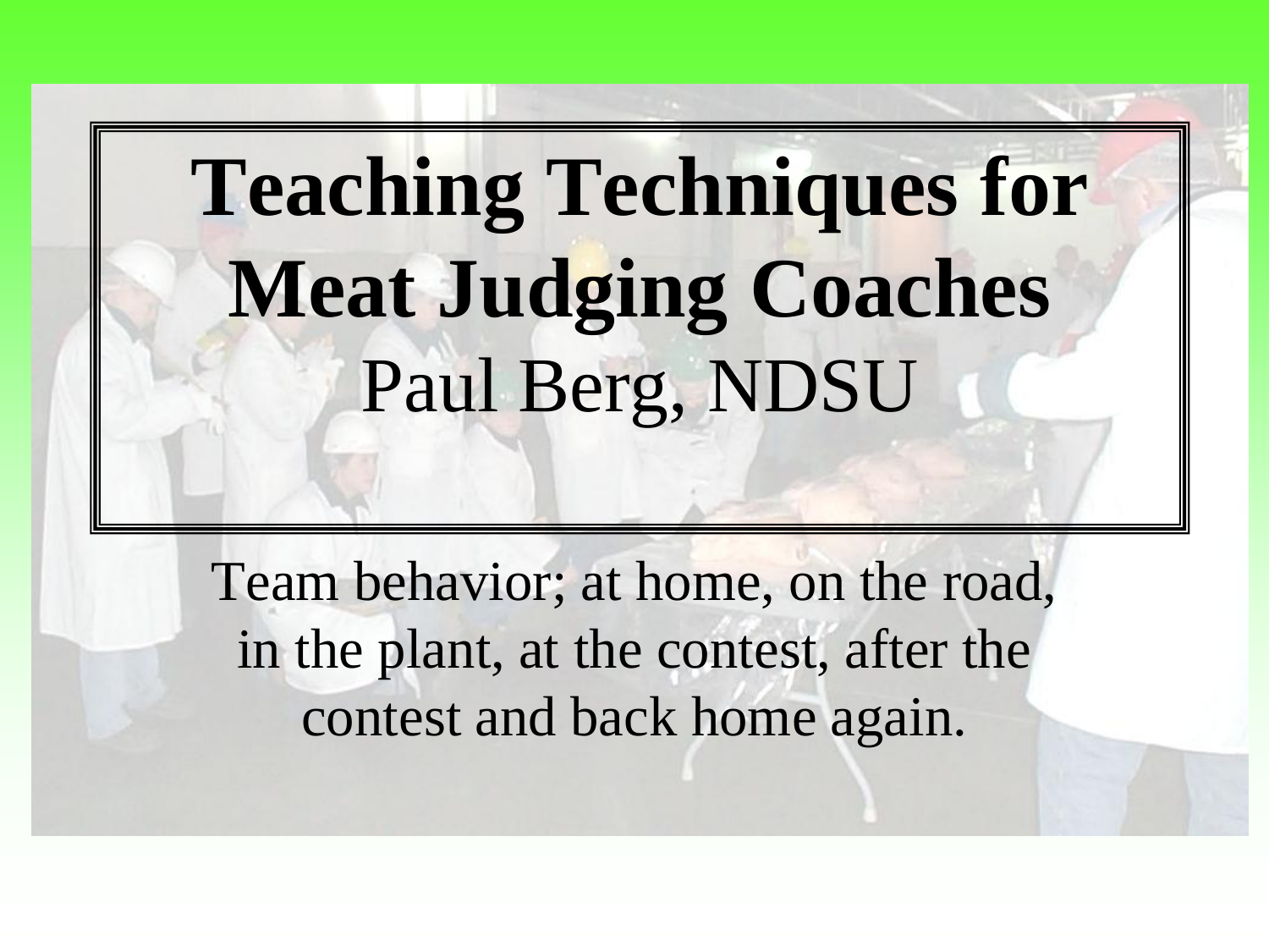# Teaching Techniques for Meat Judging Coaches

Paul Berg, NDSU

Team behavior; at home, on the road, in the plant, at the contest, after the contest and back home again.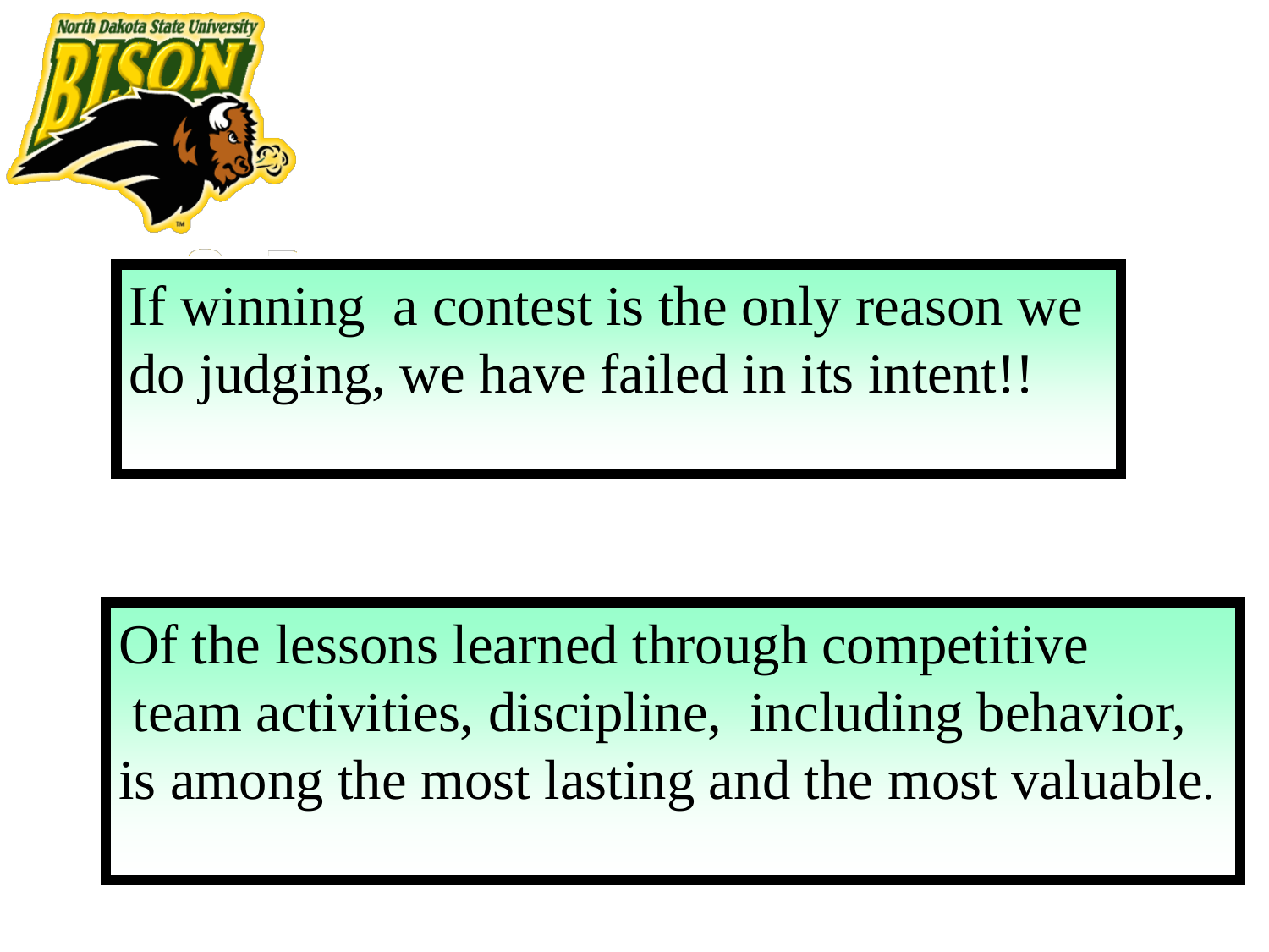If winning a contest is the only reason we do judging, we have failed in its intent!!

Of the lessons learned through competitive team activities, discipline, including behavior, is among the most lasting and the most valuable.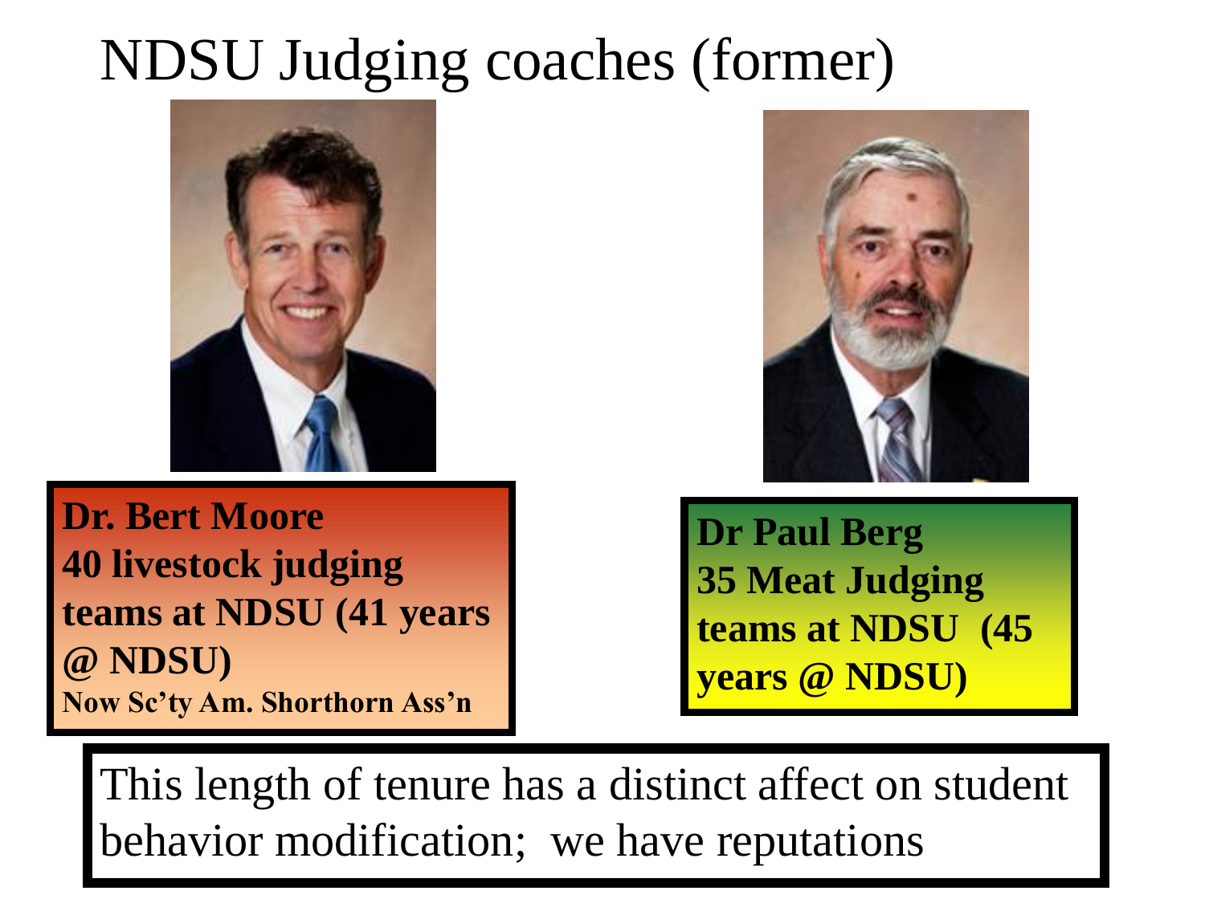# NDSU Judging coaches (former)

**Dr. Bert Moore**
**40 livestock judging teams at NDSU (41 years @ NDSU)**
**Now Sc'ty Am. Shorthorn Ass'n**

**Dr Paul Berg**
**35 Meat Judging teams at NDSU (45 years @ NDSU)**

This length of tenure has a distinct affect on student behavior modification; we have reputations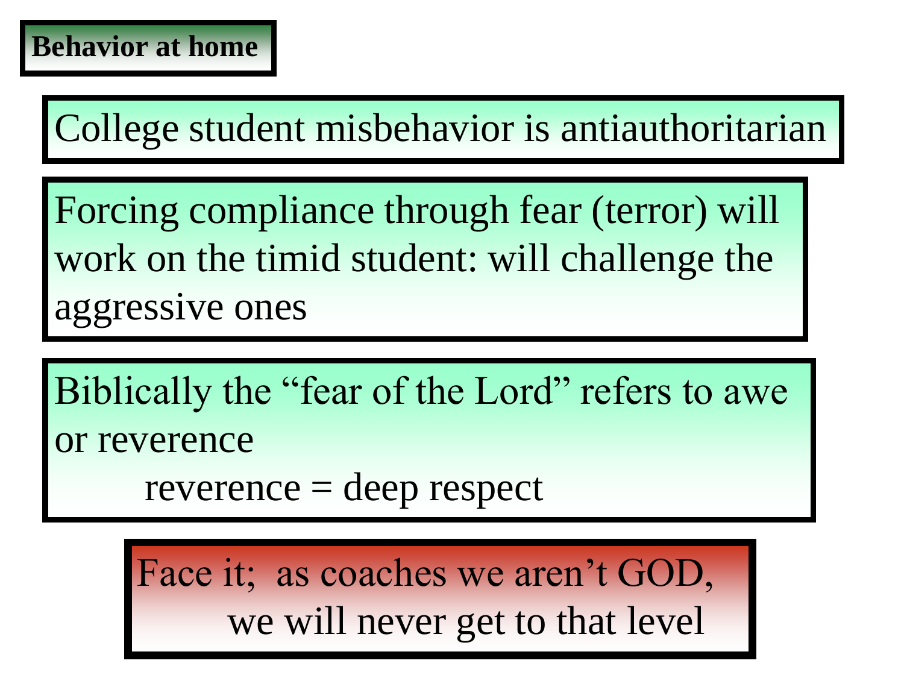## Behavior at home

College student misbehavior is antiauthoritarian

Forcing compliance through fear (terror) will work on the timid student: will challenge the aggressive ones

Biblically the "fear of the Lord" refers to awe or reverence

reverence = deep respect

Face it; as coaches we aren't GOD,
we will never get to that level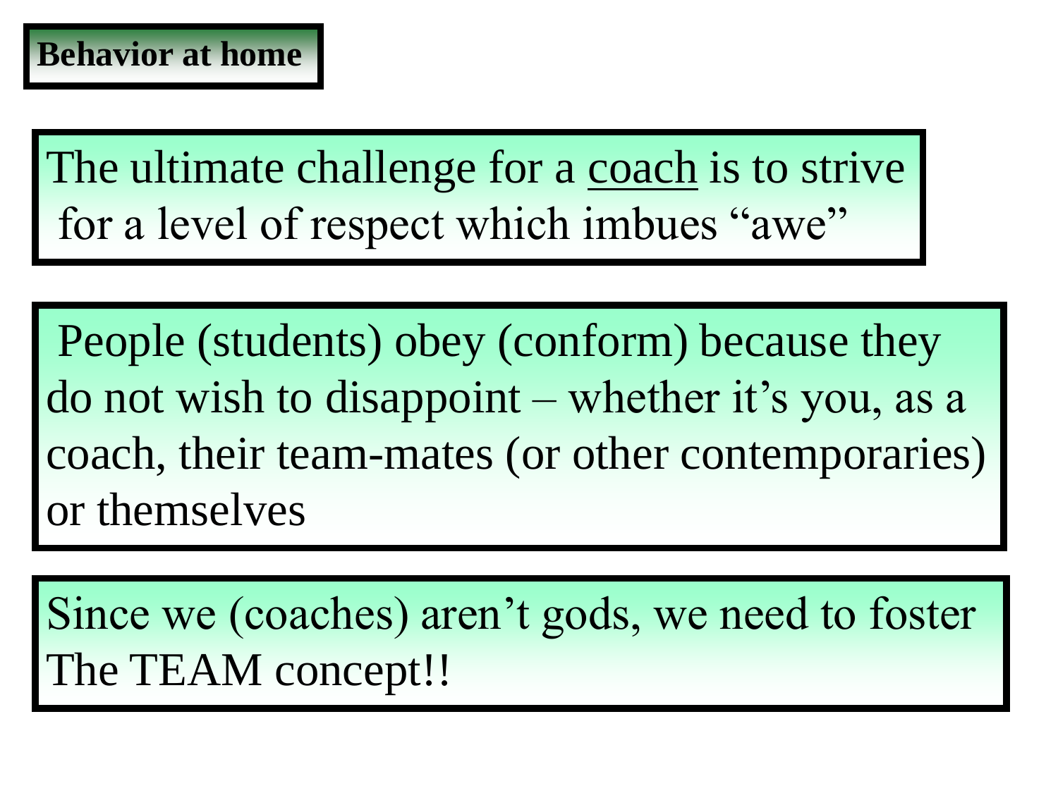## Behavior at home

The ultimate challenge for a <u>coach</u> is to strive for a level of respect which imbues “awe”

People (students) obey (conform) because they do not wish to disappoint – whether it’s you, as a coach, their team-mates (or other contemporaries) or themselves

Since we (coaches) aren’t gods, we need to foster The TEAM concept!!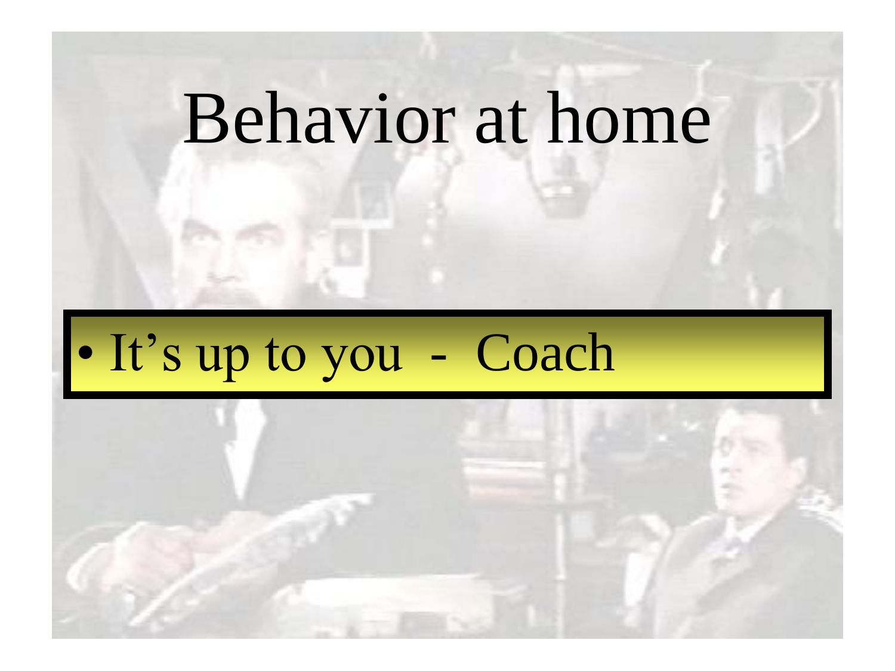# Behavior at home

- It’s up to you - Coach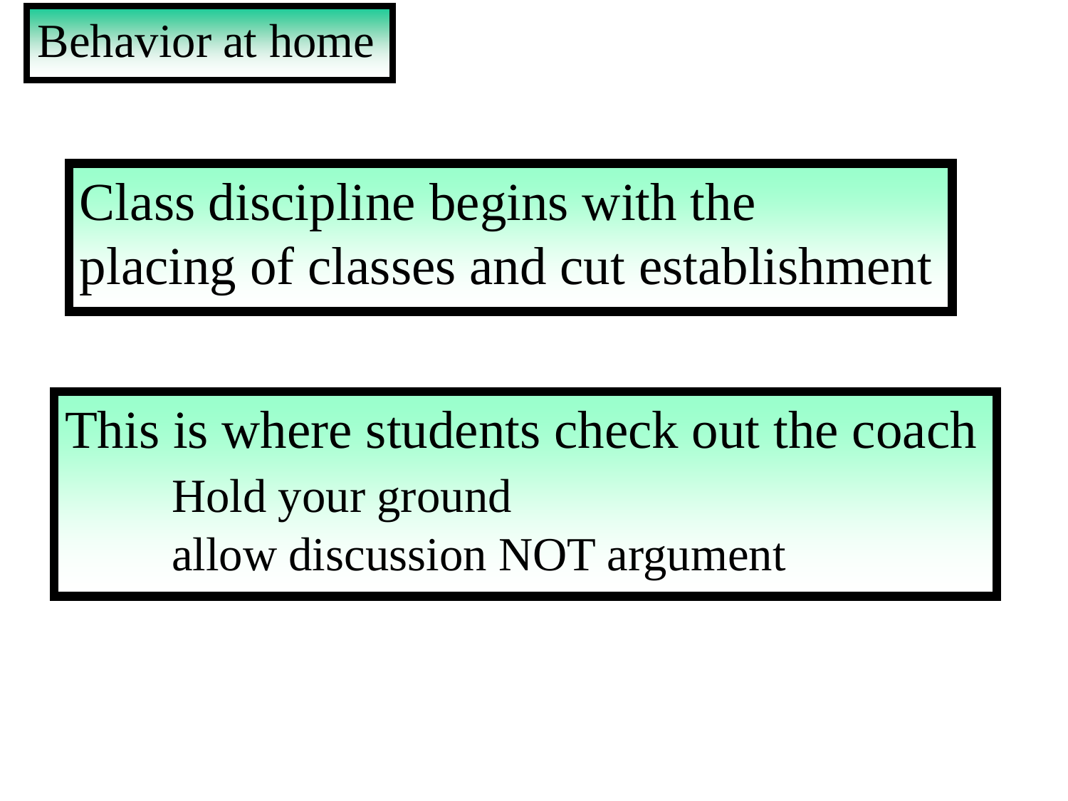# Behavior at home

Class discipline begins with the placing of classes and cut establishment

This is where students check out the coach

- Hold your ground
- allow discussion NOT argument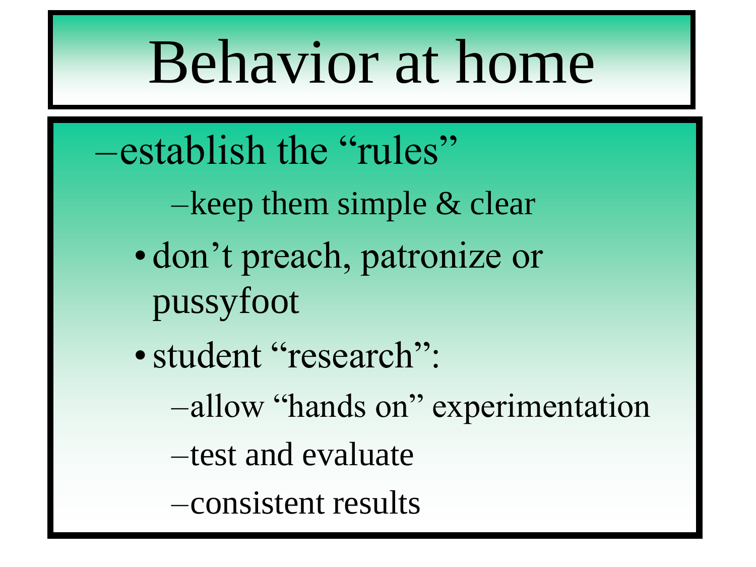# Behavior at home

- establish the “rules”
  - keep them simple & clear
- don’t preach, patronize or pussyfoot
- student “research”:
  - allow “hands on” experimentation
  - test and evaluate
  - consistent results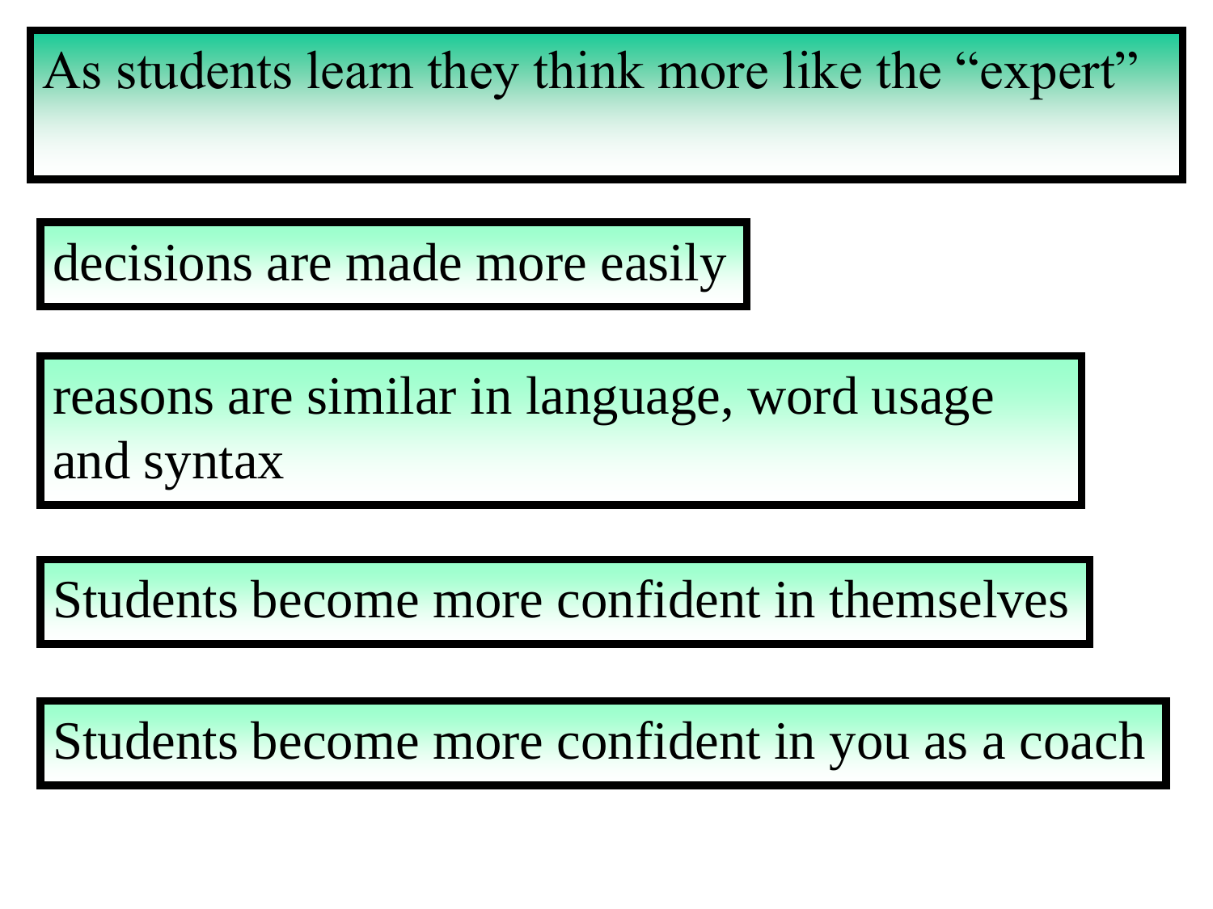## As students learn they think more like the “expert”

- decisions are made more easily
- reasons are similar in language, word usage and syntax
- Students become more confident in themselves
- Students become more confident in you as a coach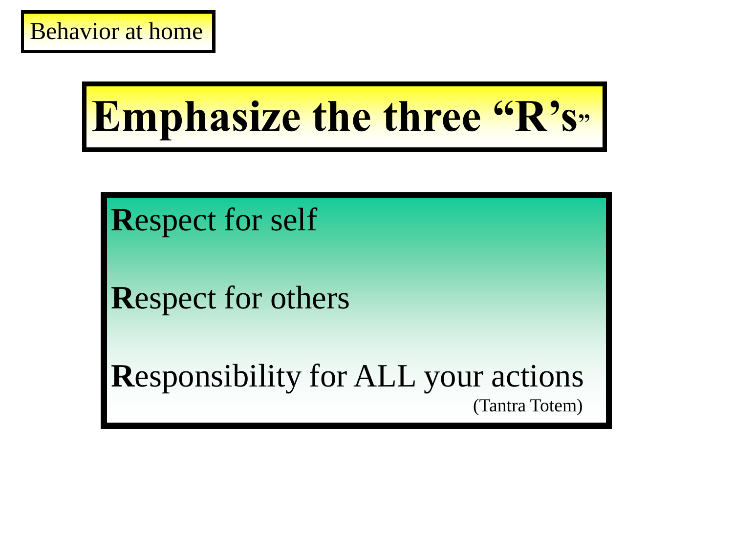Behavior at home

# Emphasize the three "R's"

**R**espect for self

**R**espect for others

**R**esponsibility for ALL your actions

(Tantra Totem)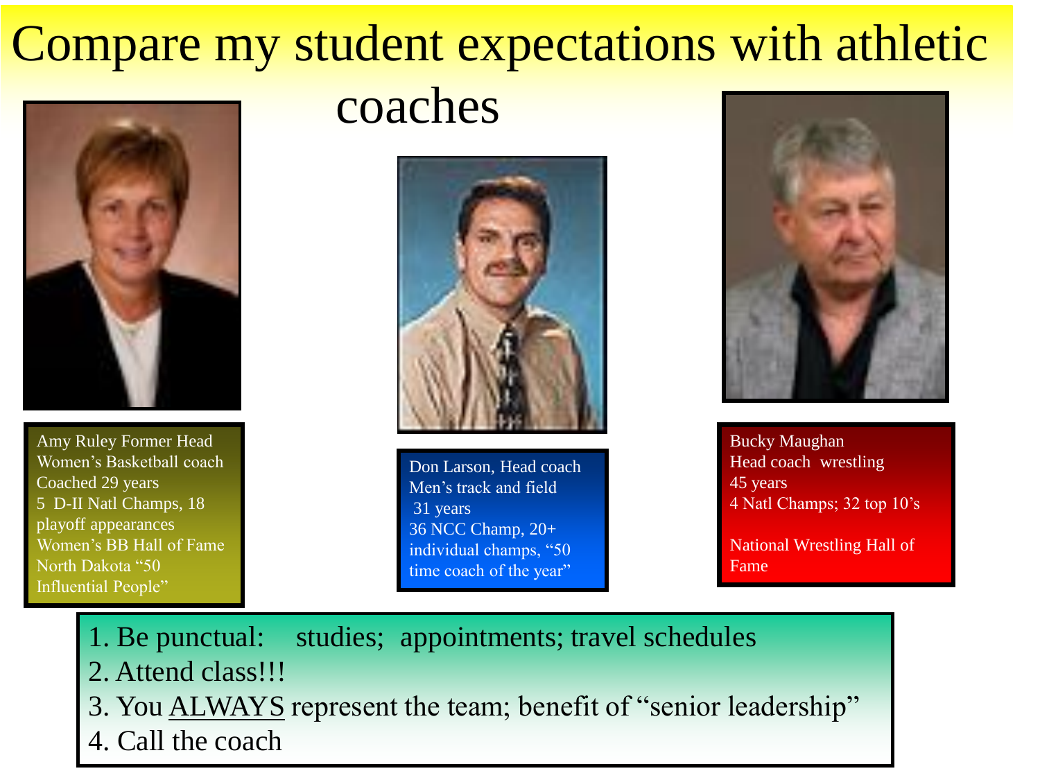# Compare my student expectations with athletic coaches

Amy Ruley Former Head Women's Basketball coach
Coached 29 years
5 D-II Natl Champs, 18 playoff appearances
Women's BB Hall of Fame
North Dakota "50 Influential People"

Don Larson, Head coach
Men's track and field
31 years
36 NCC Champ, 20+ individual champs, "50 time coach of the year"

Bucky Maughan
Head coach wrestling
45 years
4 Natl Champs; 32 top 10's

National Wrestling Hall of Fame

1. Be punctual: studies; appointments; travel schedules
2. Attend class!!!
3. You <u>ALWAYS</u> represent the team; benefit of "senior leadership"
4. Call the coach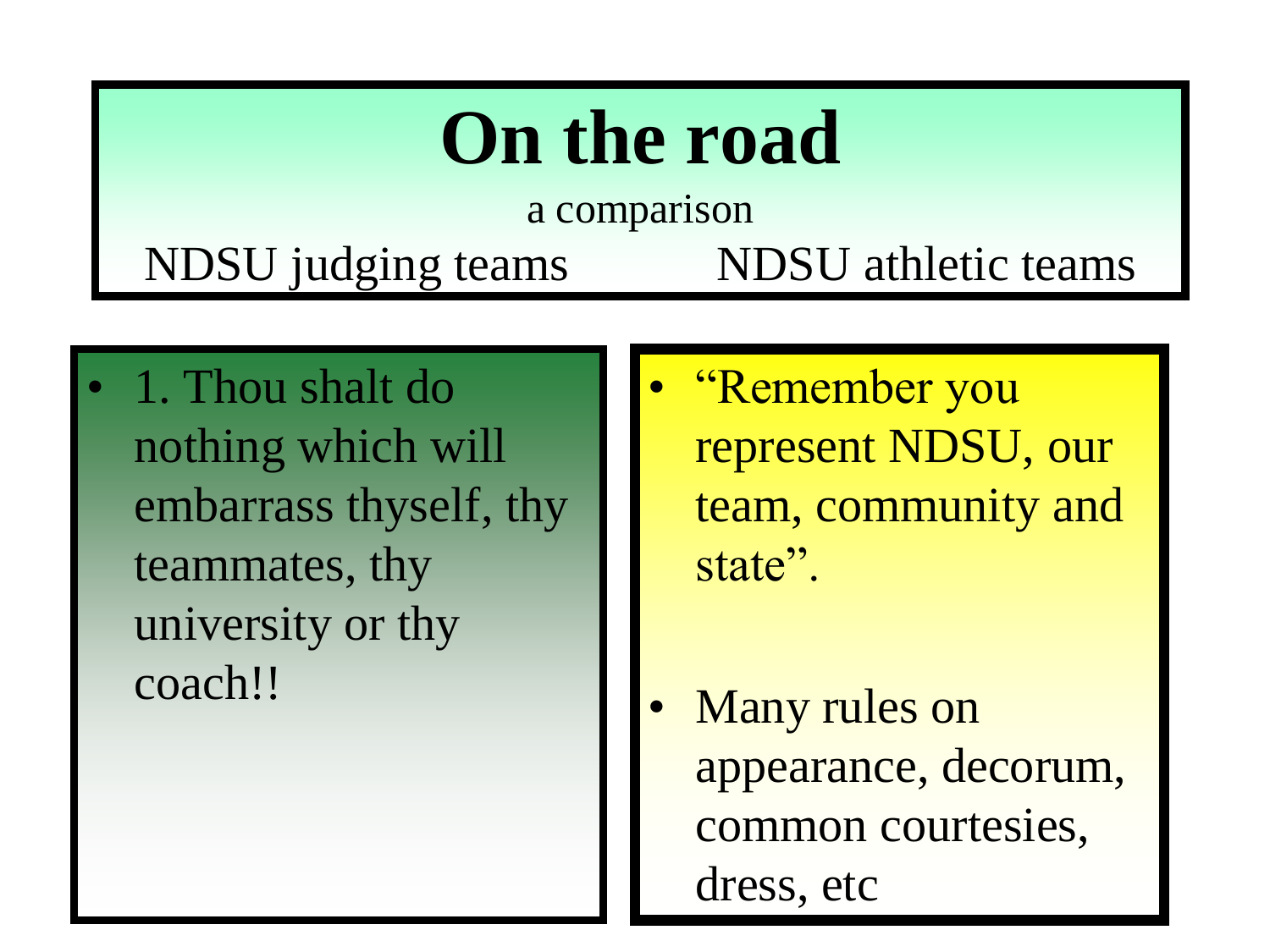# On the road

a comparison

NDSU judging teams — NDSU athletic teams

**NDSU judging teams**

- 1. Thou shalt do nothing which will embarrass thyself, thy teammates, thy university or thy coach!!

**NDSU athletic teams**

- "Remember you represent NDSU, our team, community and state".
- Many rules on appearance, decorum, common courtesies, dress, etc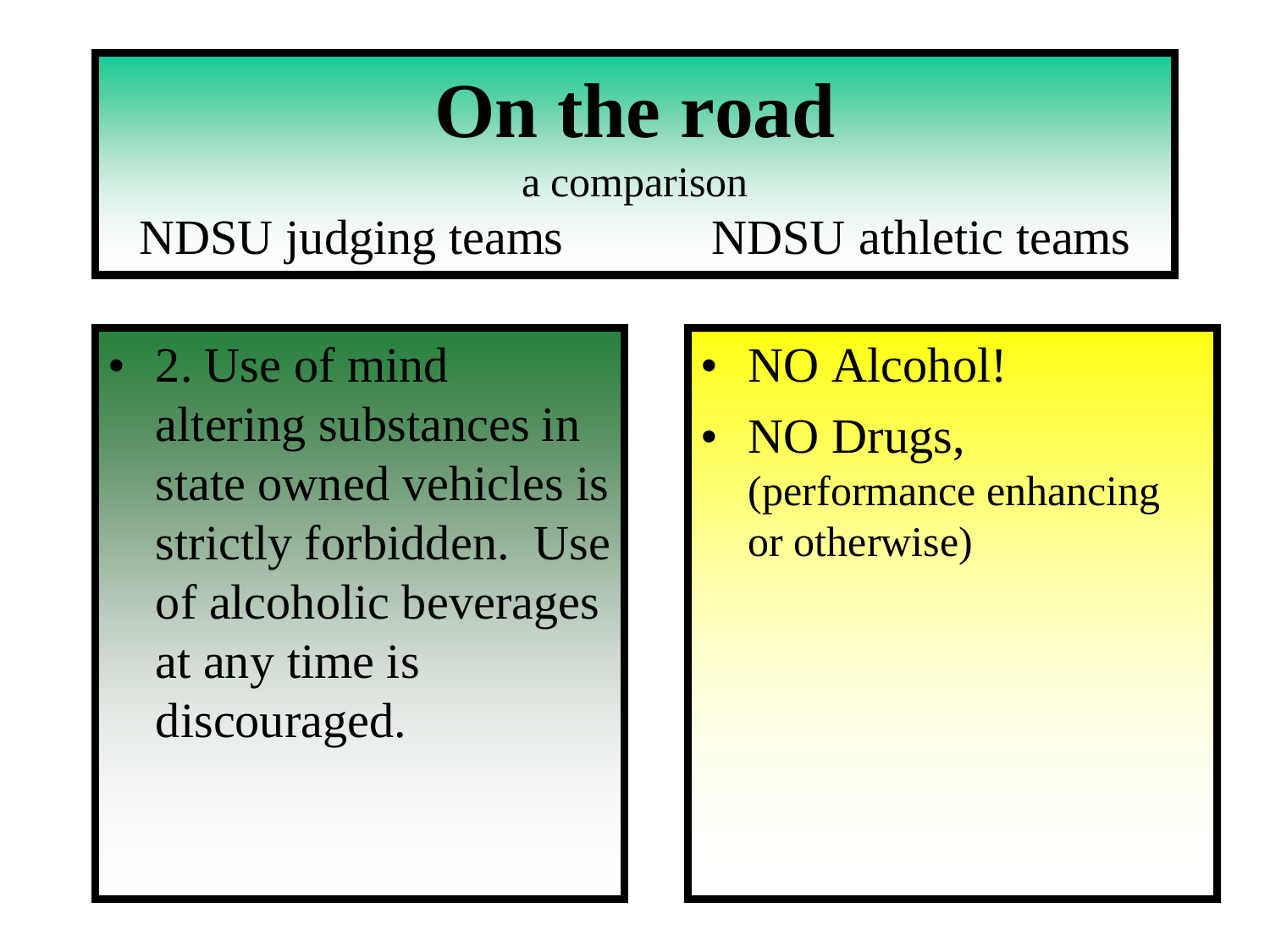# On the road

a comparison

NDSU judging teams | NDSU athletic teams

- 2. Use of mind altering substances in state owned vehicles is strictly forbidden. Use of alcoholic beverages at any time is discouraged.

- NO Alcohol!
- NO Drugs, (performance enhancing or otherwise)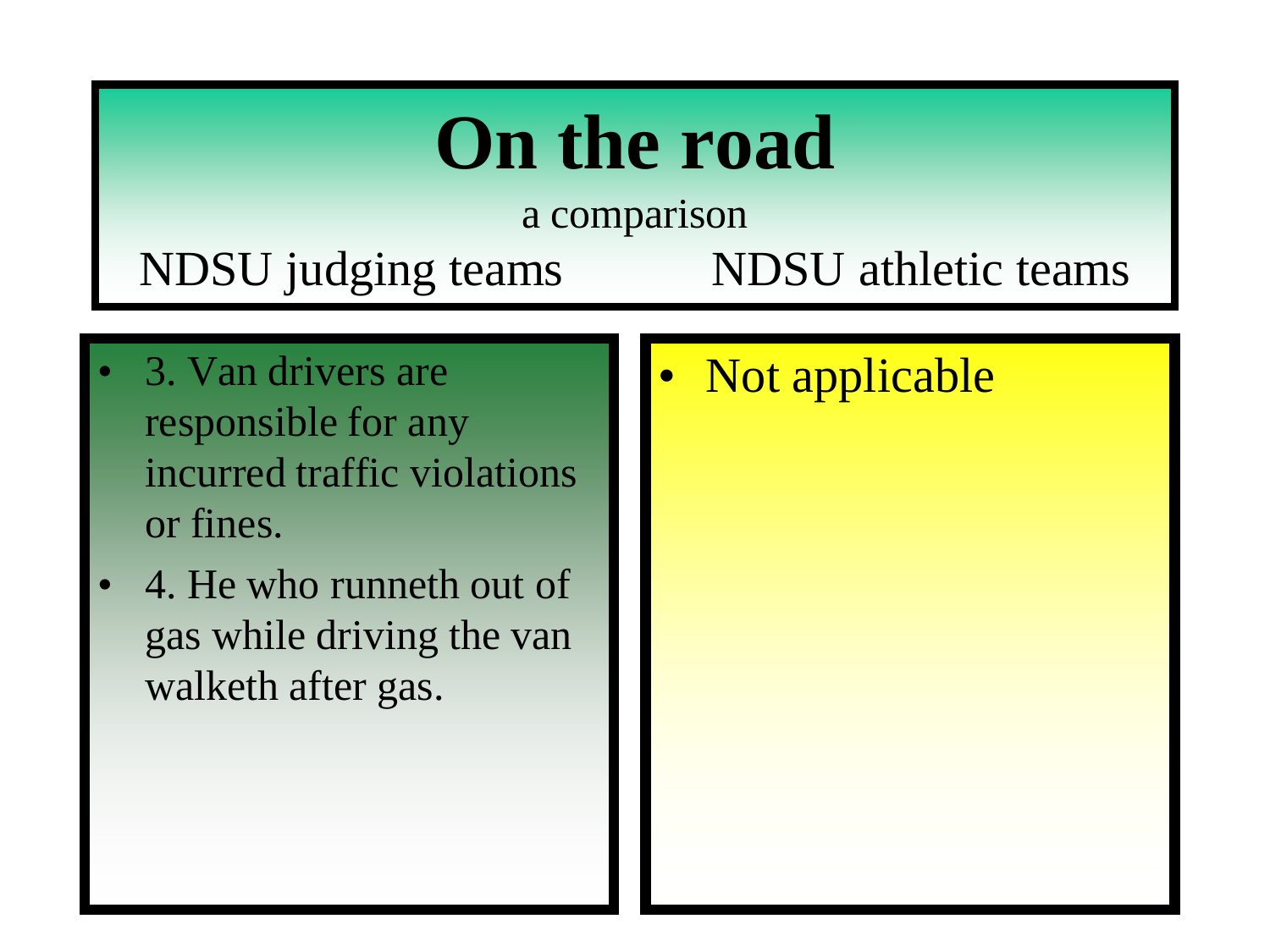# On the road

a comparison

NDSU judging teams | NDSU athletic teams

| NDSU judging teams | NDSU athletic teams |
| --- | --- |
| • 3. Van drivers are responsible for any incurred traffic violations or fines.<br>• 4. He who runneth out of gas while driving the van walketh after gas. | • Not applicable |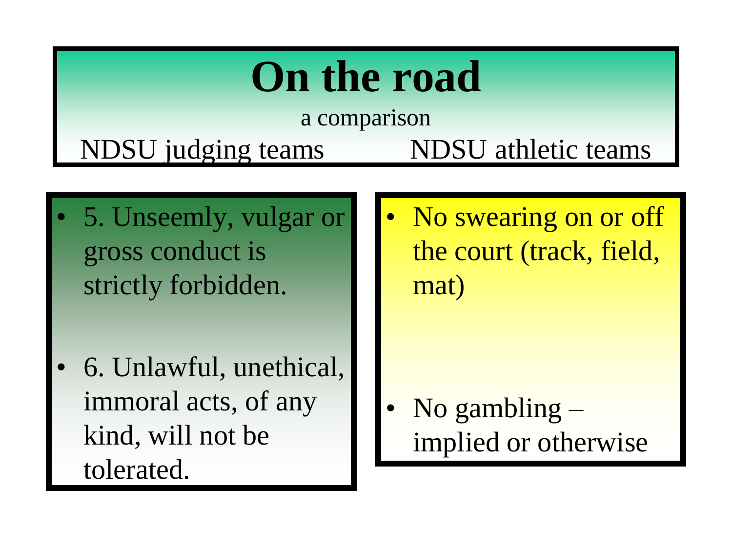# On the road

a comparison

| NDSU judging teams | NDSU athletic teams |
| --- | --- |
| 5. Unseemly, vulgar or gross conduct is strictly forbidden. | No swearing on or off the court (track, field, mat) |
| 6. Unlawful, unethical, immoral acts, of any kind, will not be tolerated. | No gambling – implied or otherwise |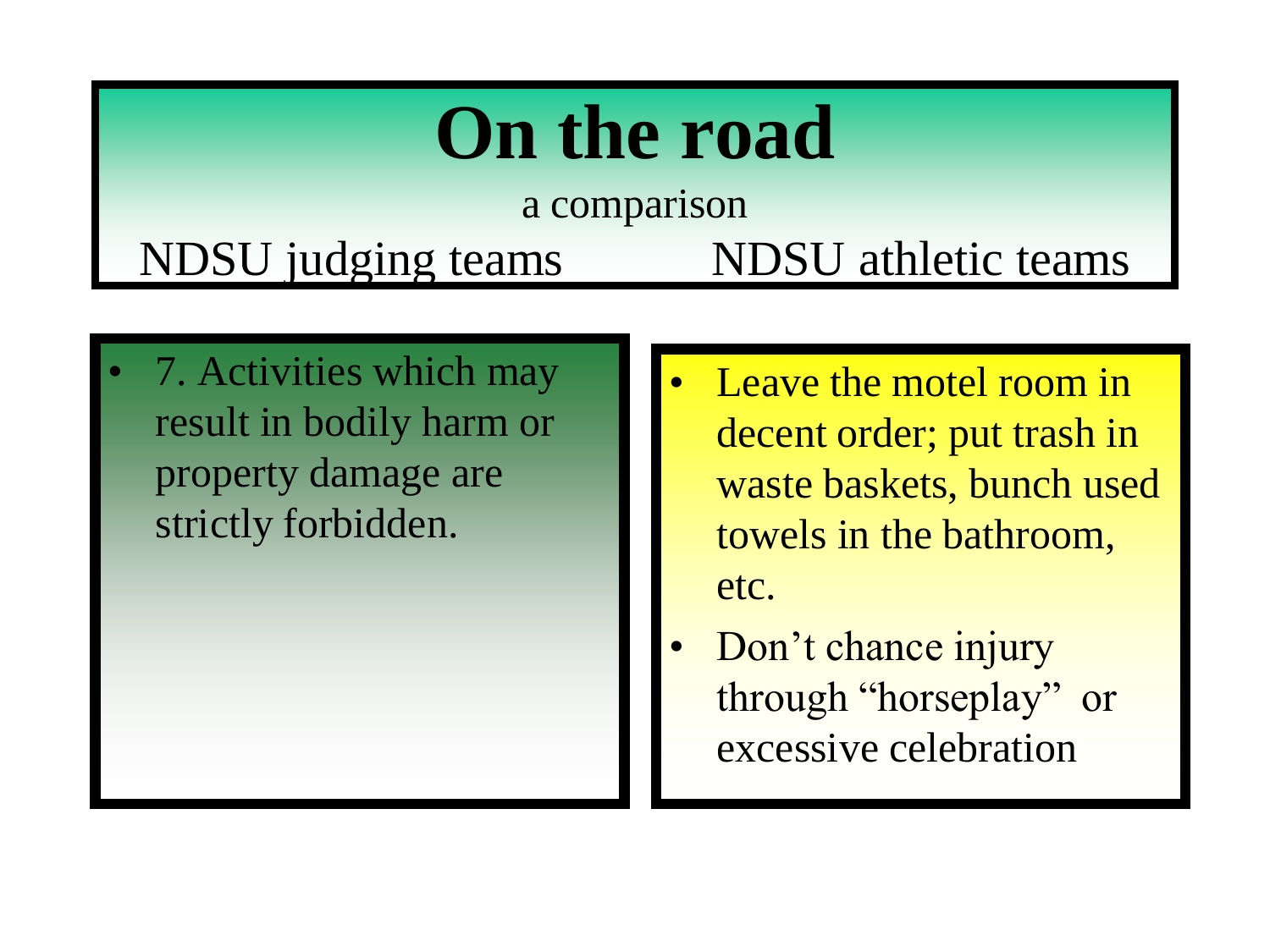# On the road

a comparison

NDSU judging teams | NDSU athletic teams

**NDSU judging teams**

- 7. Activities which may result in bodily harm or property damage are strictly forbidden.

**NDSU athletic teams**

- Leave the motel room in decent order; put trash in waste baskets, bunch used towels in the bathroom, etc.
- Don't chance injury through "horseplay" or excessive celebration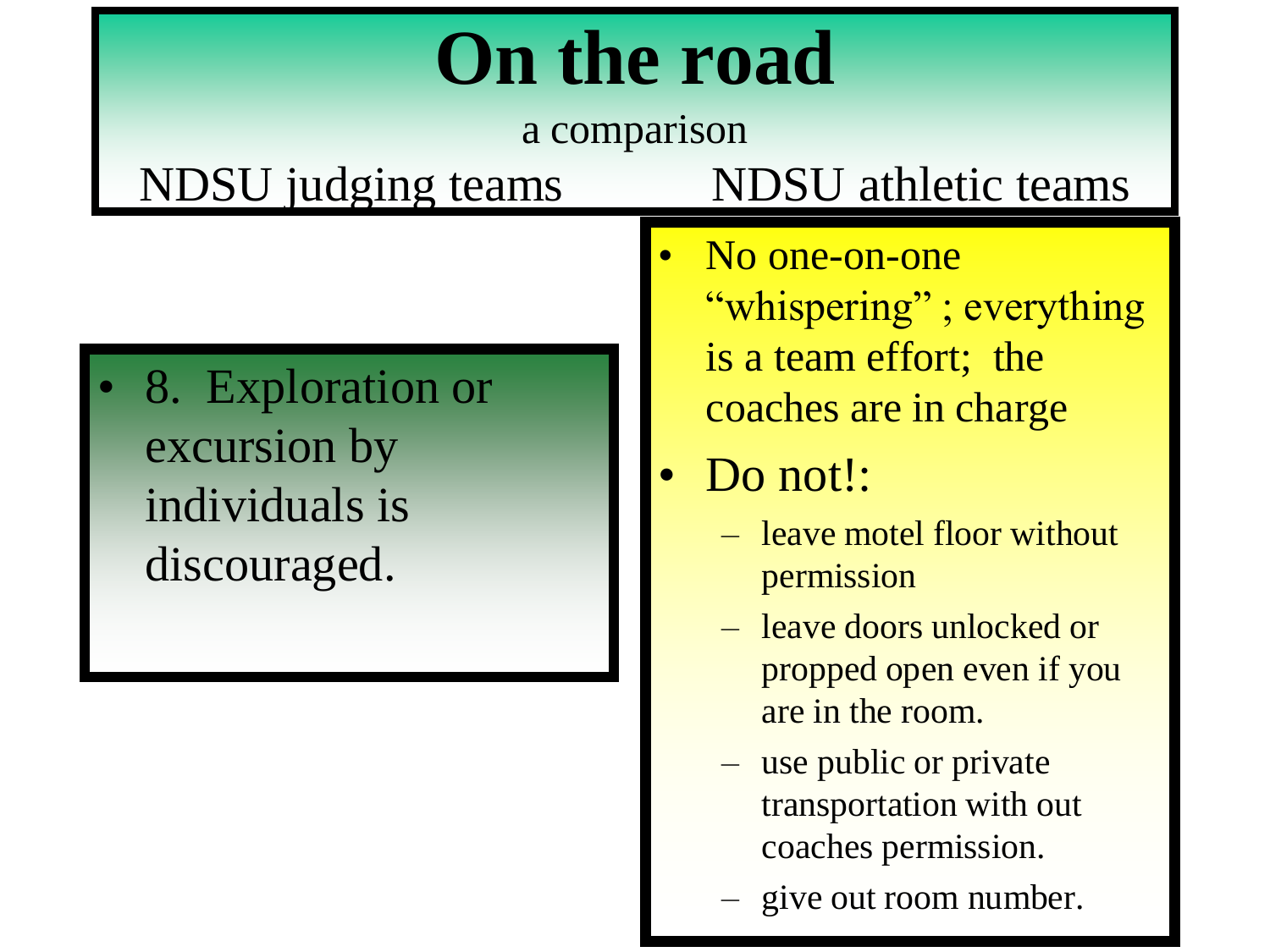# On the road

a comparison

NDSU judging teams | NDSU athletic teams

- 8. Exploration or excursion by individuals is discouraged.

- No one-on-one “whispering” ; everything is a team effort; the coaches are in charge
- Do not!:
  - leave motel floor without permission
  - leave doors unlocked or propped open even if you are in the room.
  - use public or private transportation with out coaches permission.
  - give out room number.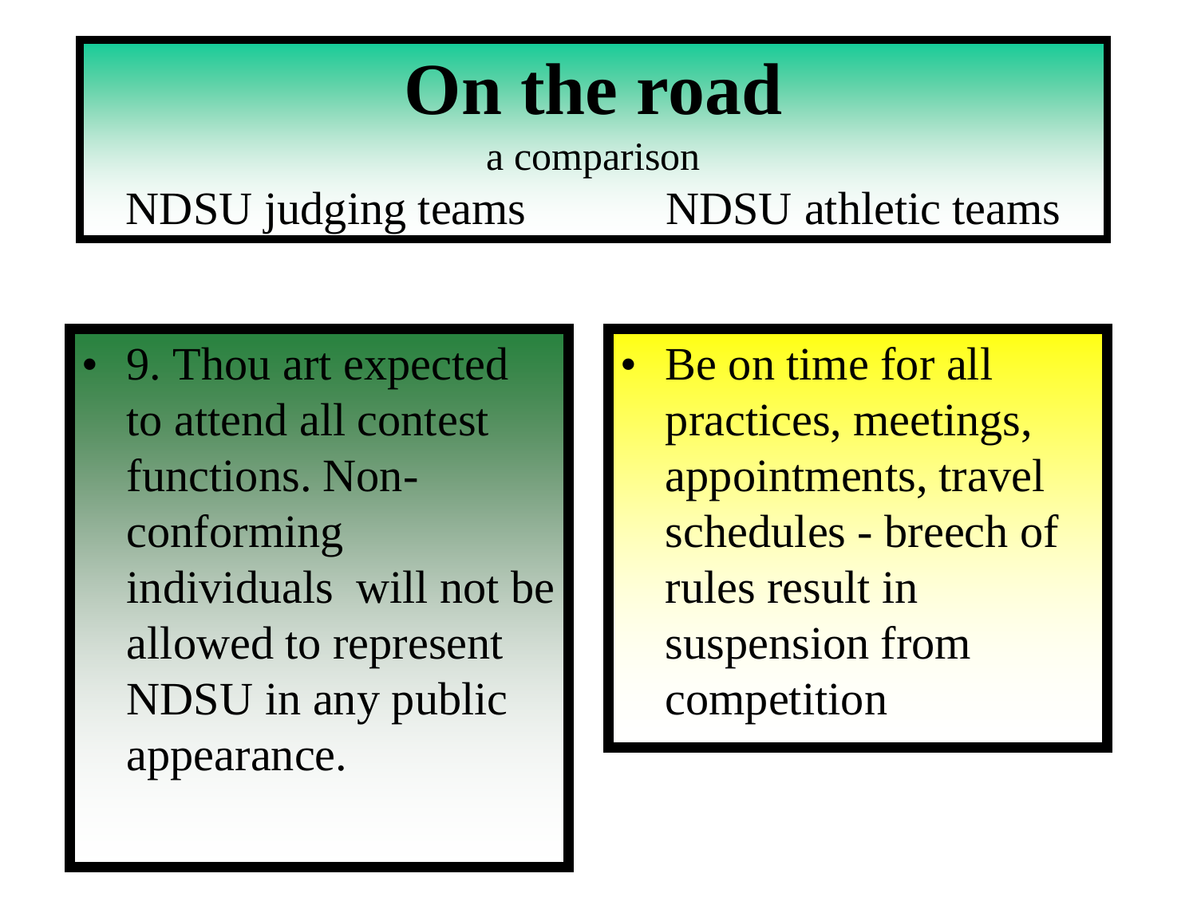# On the road

a comparison

NDSU judging teams | NDSU athletic teams

- 9. Thou art expected to attend all contest functions. Non-conforming individuals will not be allowed to represent NDSU in any public appearance.

- Be on time for all practices, meetings, appointments, travel schedules - breech of rules result in suspension from competition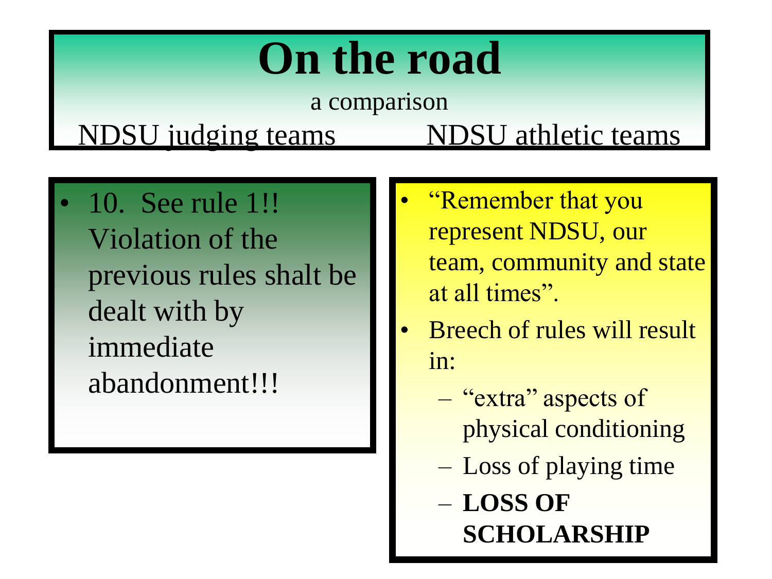# On the road

a comparison

NDSU judging teams | NDSU athletic teams

- 10. See rule 1!! Violation of the previous rules shalt be dealt with by immediate abandonment!!!

- "Remember that you represent NDSU, our team, community and state at all times".
- Breech of rules will result in:
  - "extra" aspects of physical conditioning
  - Loss of playing time
  - **LOSS OF SCHOLARSHIP**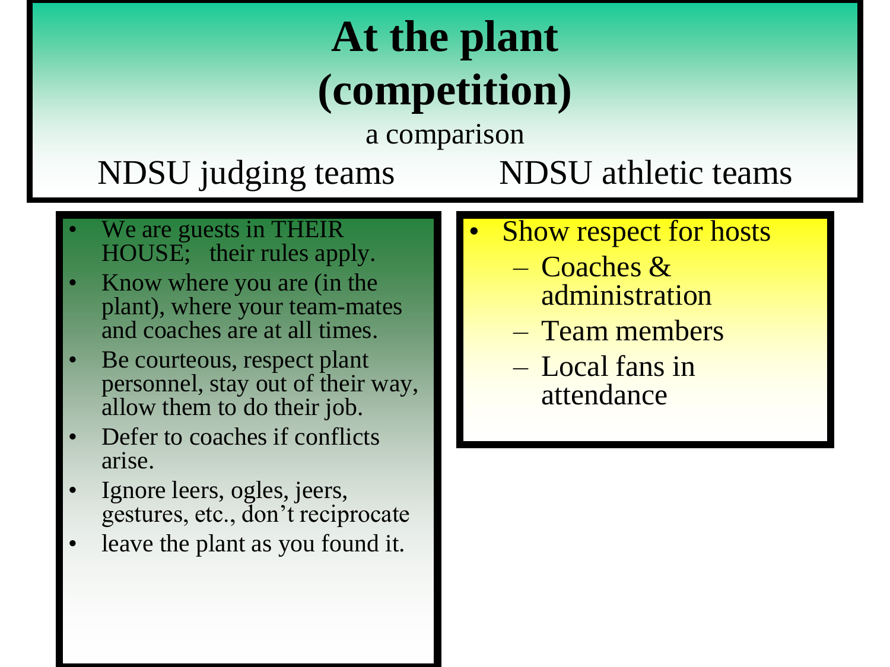# At the plant (competition)

a comparison

NDSU judging teams | NDSU athletic teams

**NDSU judging teams**

- We are guests in THEIR HOUSE; their rules apply.
- Know where you are (in the plant), where your team-mates and coaches are at all times.
- Be courteous, respect plant personnel, stay out of their way, allow them to do their job.
- Defer to coaches if conflicts arise.
- Ignore leers, ogles, jeers, gestures, etc., don't reciprocate
- leave the plant as you found it.

**NDSU athletic teams**

- Show respect for hosts
  - Coaches & administration
  - Team members
  - Local fans in attendance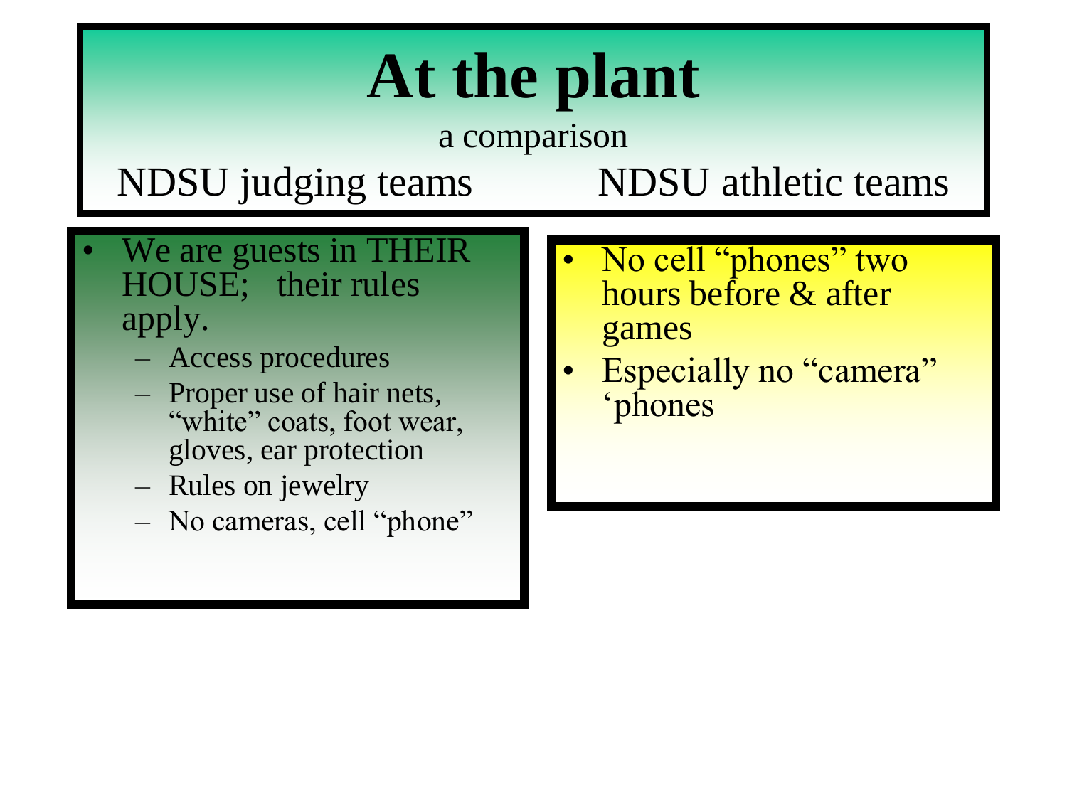# At the plant

a comparison

NDSU judging teams | NDSU athletic teams

**NDSU judging teams**

- We are guests in THEIR HOUSE;   their rules apply.
  - Access procedures
  - Proper use of hair nets, "white" coats, foot wear, gloves, ear protection
  - Rules on jewelry
  - No cameras, cell "phone"

**NDSU athletic teams**

- No cell "phones" two hours before & after games
- Especially no "camera" 'phones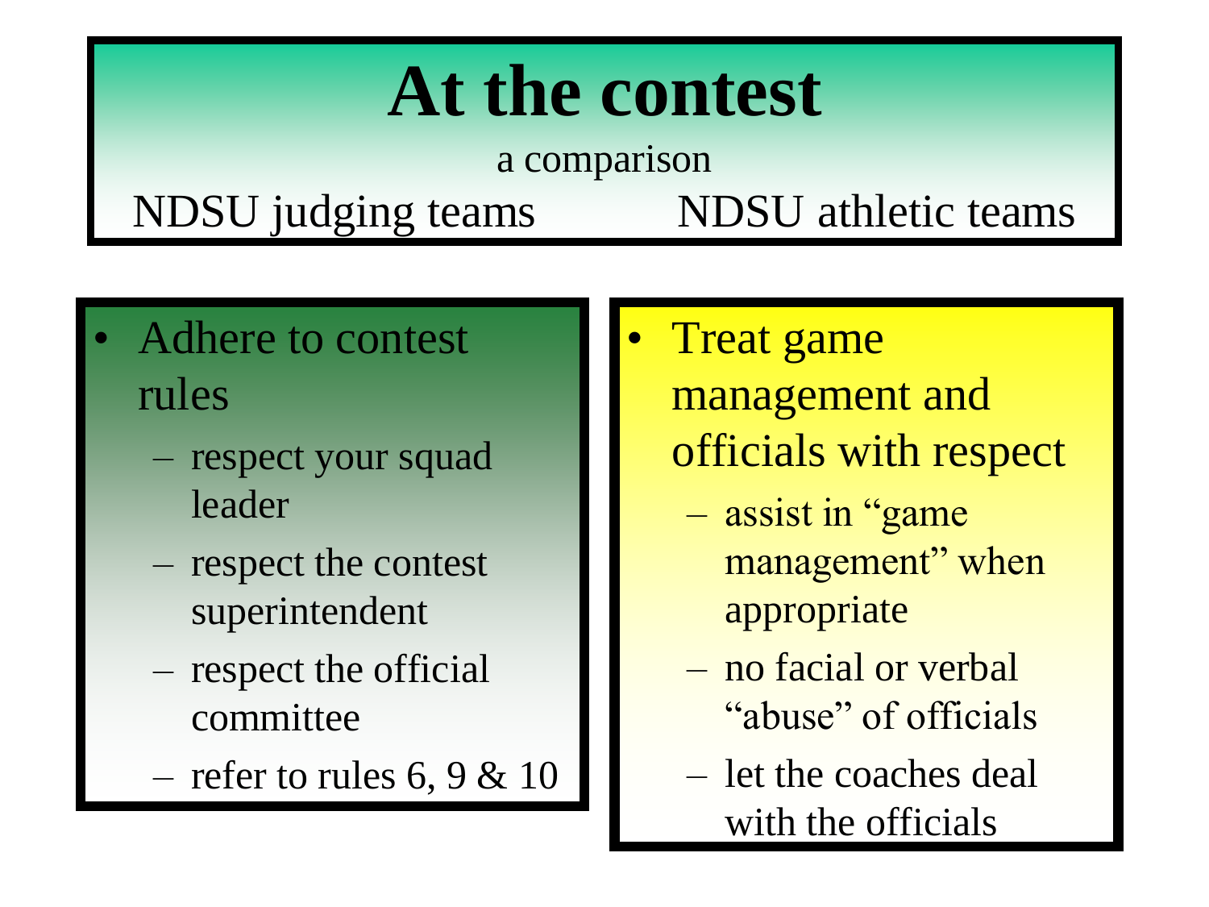# At the contest

a comparison

NDSU judging teams — NDSU athletic teams

**NDSU judging teams**

- Adhere to contest rules
  - respect your squad leader
  - respect the contest superintendent
  - respect the official committee
  - refer to rules 6, 9 & 10

**NDSU athletic teams**

- Treat game management and officials with respect
  - assist in “game management” when appropriate
  - no facial or verbal “abuse” of officials
  - let the coaches deal with the officials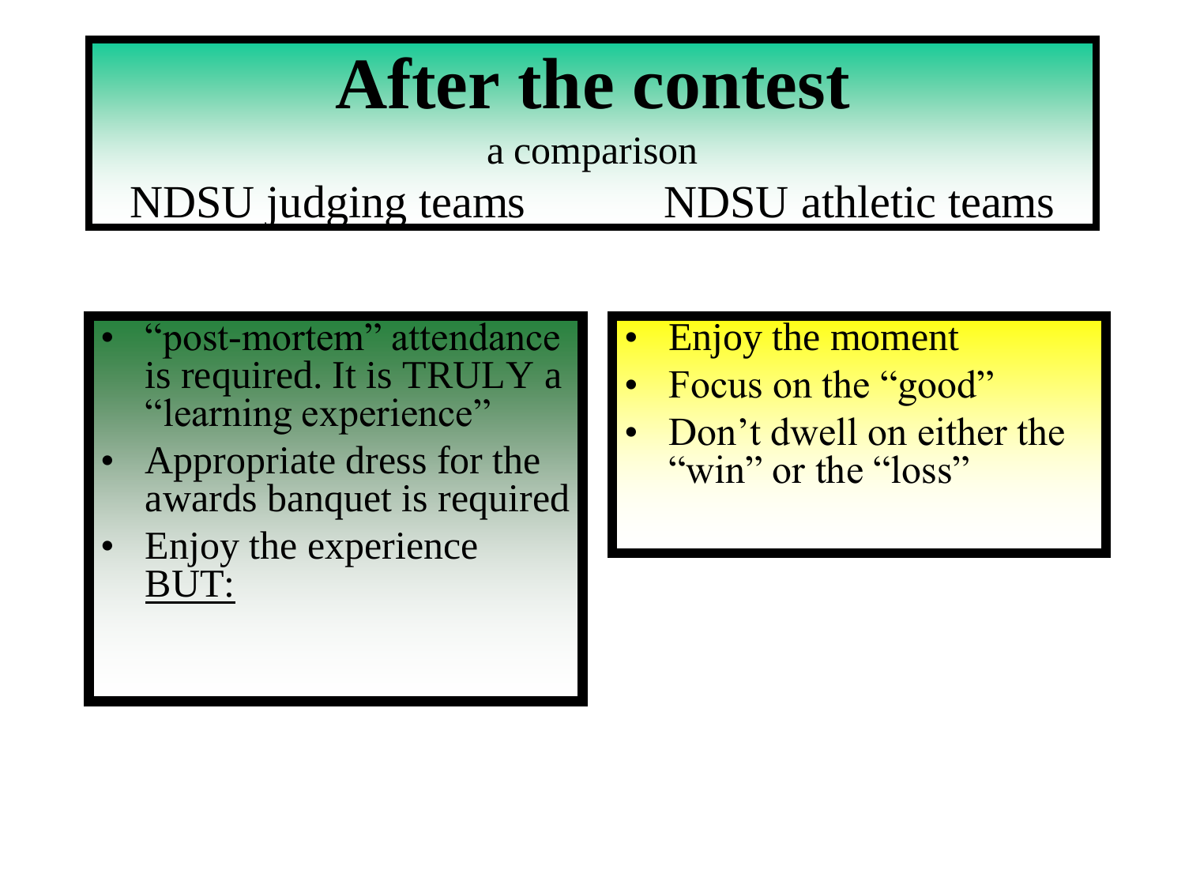# After the contest

a comparison

NDSU judging teams | NDSU athletic teams

**NDSU judging teams**

- "post-mortem" attendance is required. It is TRULY a "learning experience"
- Appropriate dress for the awards banquet is required
- Enjoy the experience BUT:

**NDSU athletic teams**

- Enjoy the moment
- Focus on the "good"
- Don't dwell on either the "win" or the "loss"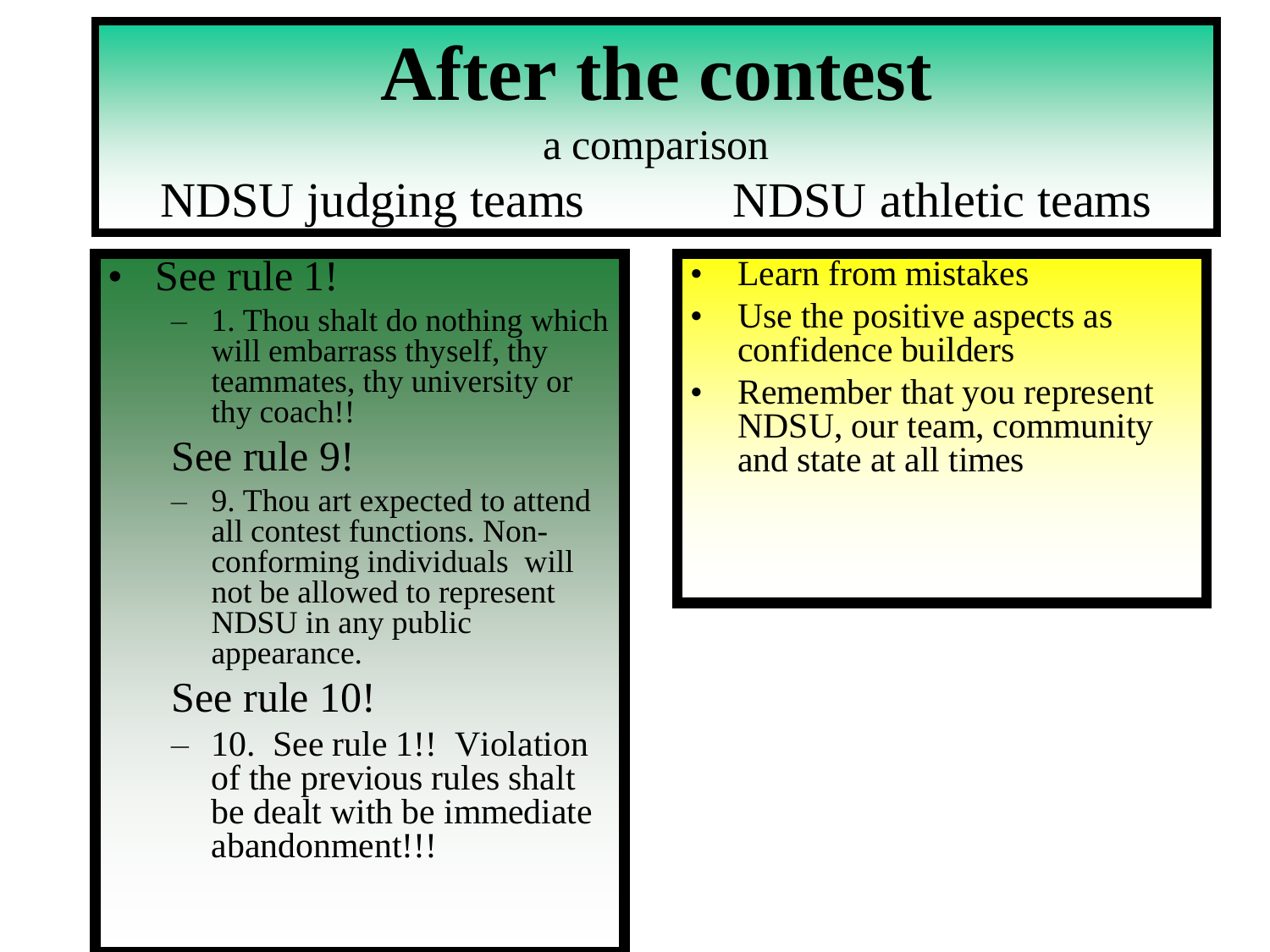# After the contest

a comparison

NDSU judging teams | NDSU athletic teams

## NDSU judging teams

- See rule 1!
  - 1. Thou shalt do nothing which will embarrass thyself, thy teammates, thy university or thy coach!!

  See rule 9!
  - 9. Thou art expected to attend all contest functions. Non-conforming individuals will not be allowed to represent NDSU in any public appearance.

  See rule 10!
  - 10. See rule 1!! Violation of the previous rules shalt be dealt with be immediate abandonment!!!

## NDSU athletic teams

- Learn from mistakes
- Use the positive aspects as confidence builders
- Remember that you represent NDSU, our team, community and state at all times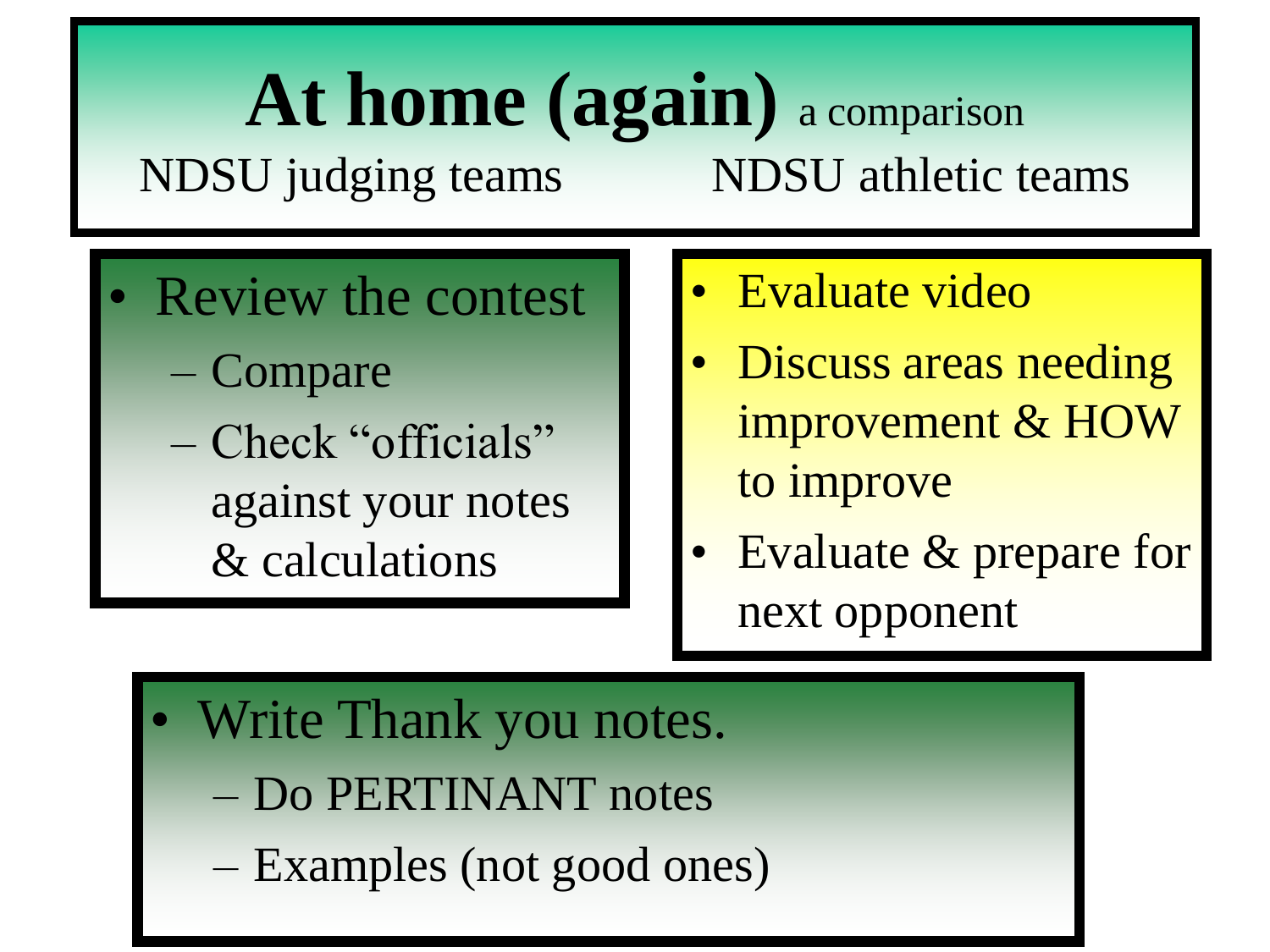# At home (again) a comparison

NDSU judging teams | NDSU athletic teams

- Review the contest
  - Compare
  - Check "officials" against your notes & calculations

- Evaluate video
- Discuss areas needing improvement & HOW to improve
- Evaluate & prepare for next opponent

- Write Thank you notes.
  - Do PERTINANT notes
  - Examples (not good ones)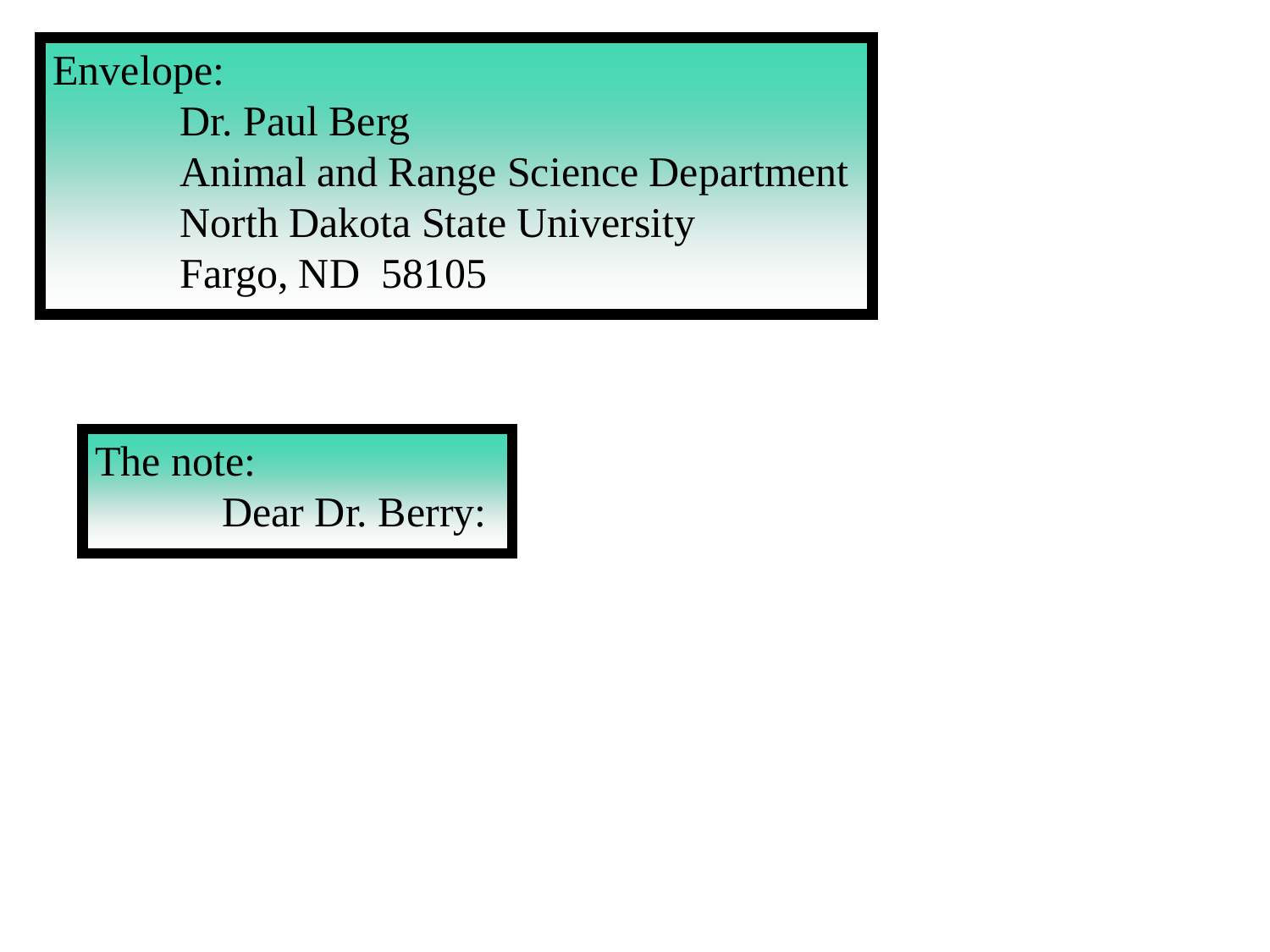Envelope:

> Dr. Paul Berg
> Animal and Range Science Department
> North Dakota State University
> Fargo, ND  58105

The note:

> Dear Dr. Berry: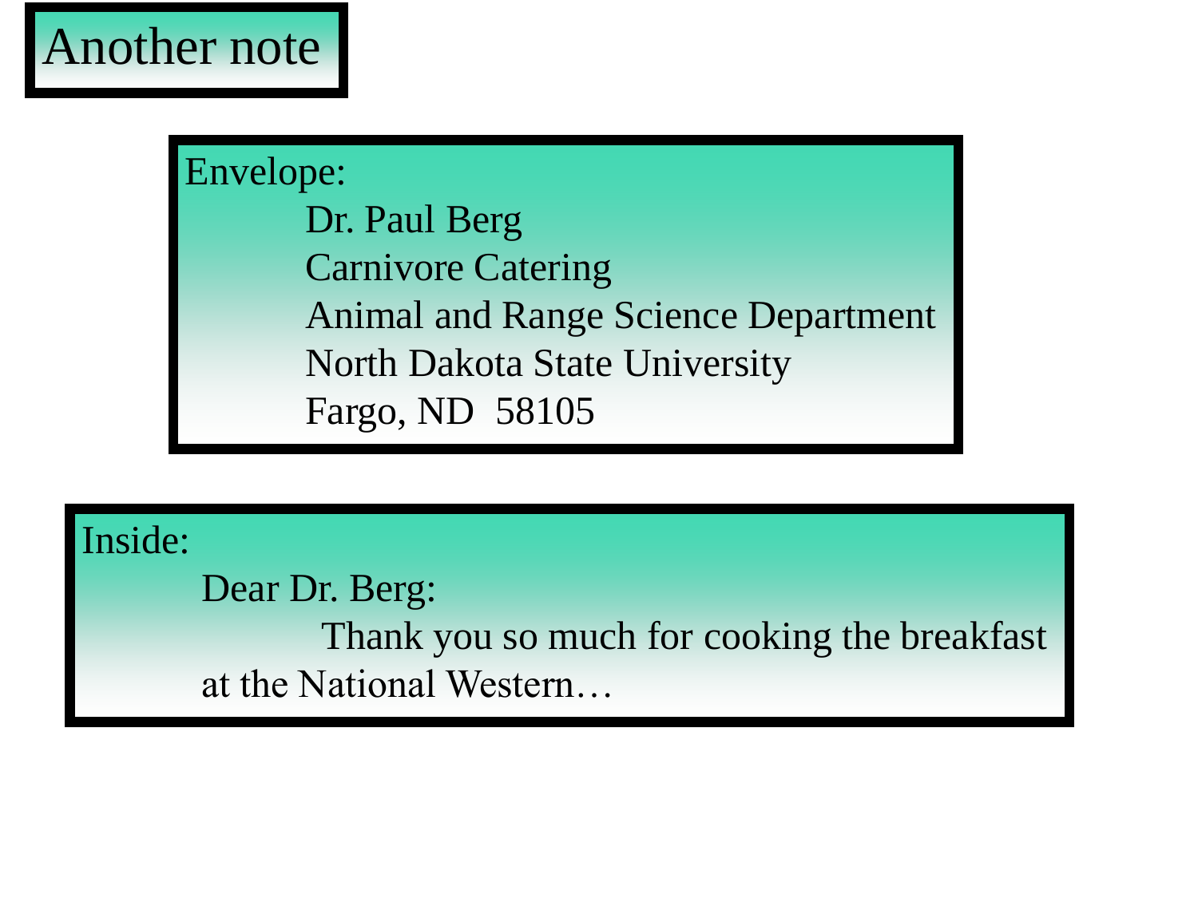# Another note

Envelope:

Dr. Paul Berg
Carnivore Catering
Animal and Range Science Department
North Dakota State University
Fargo, ND  58105

Inside:

Dear Dr. Berg:

Thank you so much for cooking the breakfast at the National Western…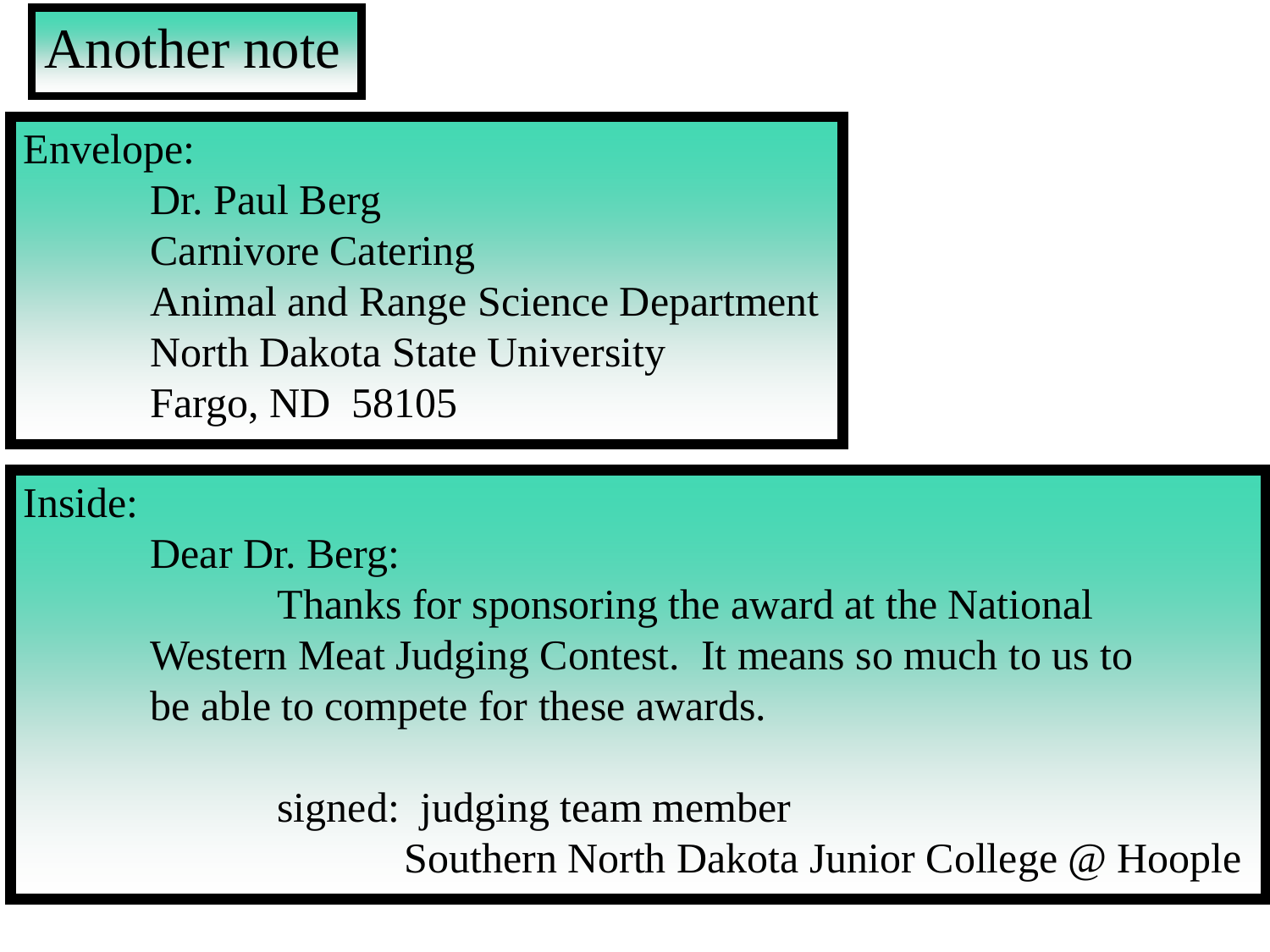# Another note

Envelope:

Dr. Paul Berg
Carnivore Catering
Animal and Range Science Department
North Dakota State University
Fargo, ND  58105

Inside:

Dear Dr. Berg:

Thanks for sponsoring the award at the National Western Meat Judging Contest.  It means so much to us to be able to compete for these awards.

signed:  judging team member
Southern North Dakota Junior College @ Hoople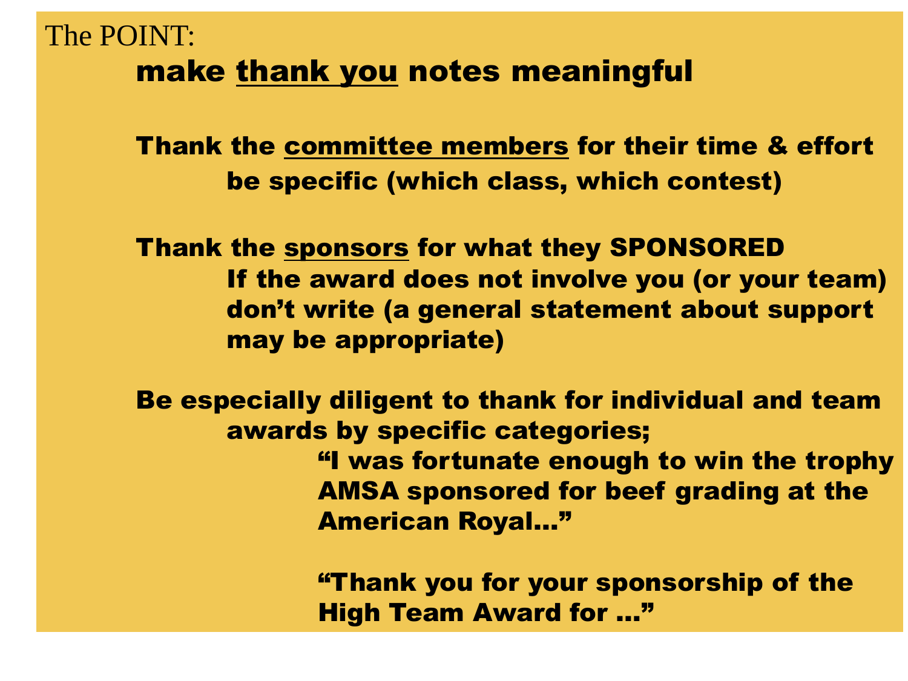The POINT:

## make <u>thank you</u> notes meaningful

**Thank the <u>committee members</u> for their time & effort**

- **be specific (which class, which contest)**

**Thank the <u>sponsors</u> for what they SPONSORED**

- **If the award does not involve you (or your team) don't write (a general statement about support may be appropriate)**

**Be especially diligent to thank for individual and team awards by specific categories;**

> **"I was fortunate enough to win the trophy AMSA sponsored for beef grading at the American Royal…"**
>
> **"Thank you for your sponsorship of the High Team Award for …"**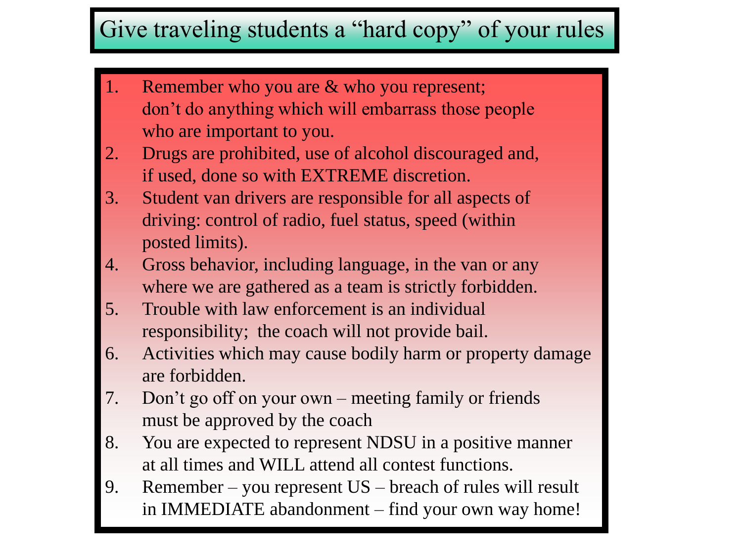# Give traveling students a "hard copy" of your rules

1. Remember who you are & who you represent; don't do anything which will embarrass those people who are important to you.
2. Drugs are prohibited, use of alcohol discouraged and, if used, done so with EXTREME discretion.
3. Student van drivers are responsible for all aspects of driving: control of radio, fuel status, speed (within posted limits).
4. Gross behavior, including language, in the van or any where we are gathered as a team is strictly forbidden.
5. Trouble with law enforcement is an individual responsibility; the coach will not provide bail.
6. Activities which may cause bodily harm or property damage are forbidden.
7. Don't go off on your own – meeting family or friends must be approved by the coach
8. You are expected to represent NDSU in a positive manner at all times and WILL attend all contest functions.
9. Remember – you represent US – breach of rules will result in IMMEDIATE abandonment – find your own way home!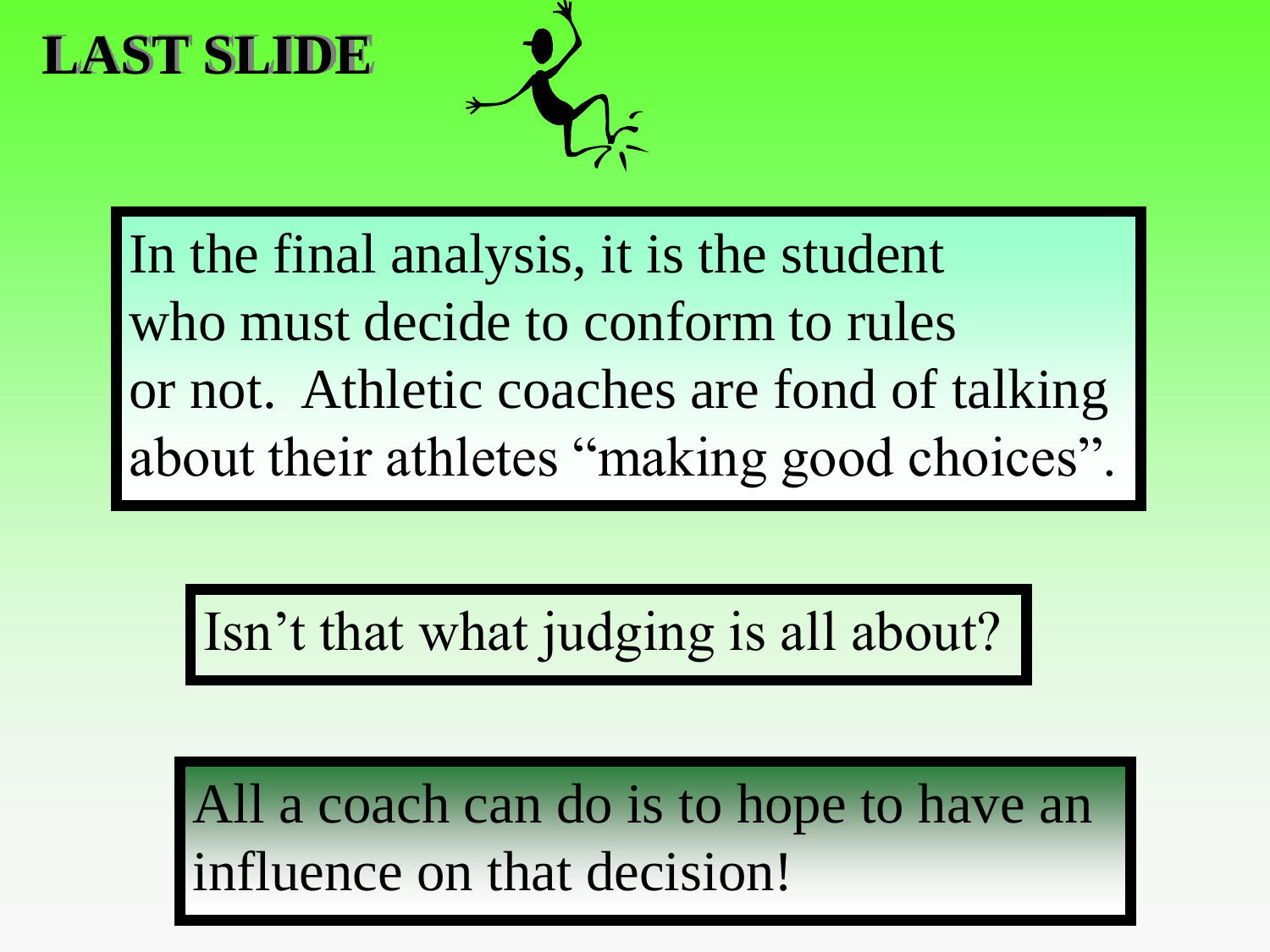# LAST SLIDE

In the final analysis, it is the student who must decide to conform to rules or not. Athletic coaches are fond of talking about their athletes "making good choices".

Isn't that what judging is all about?

All a coach can do is to hope to have an influence on that decision!